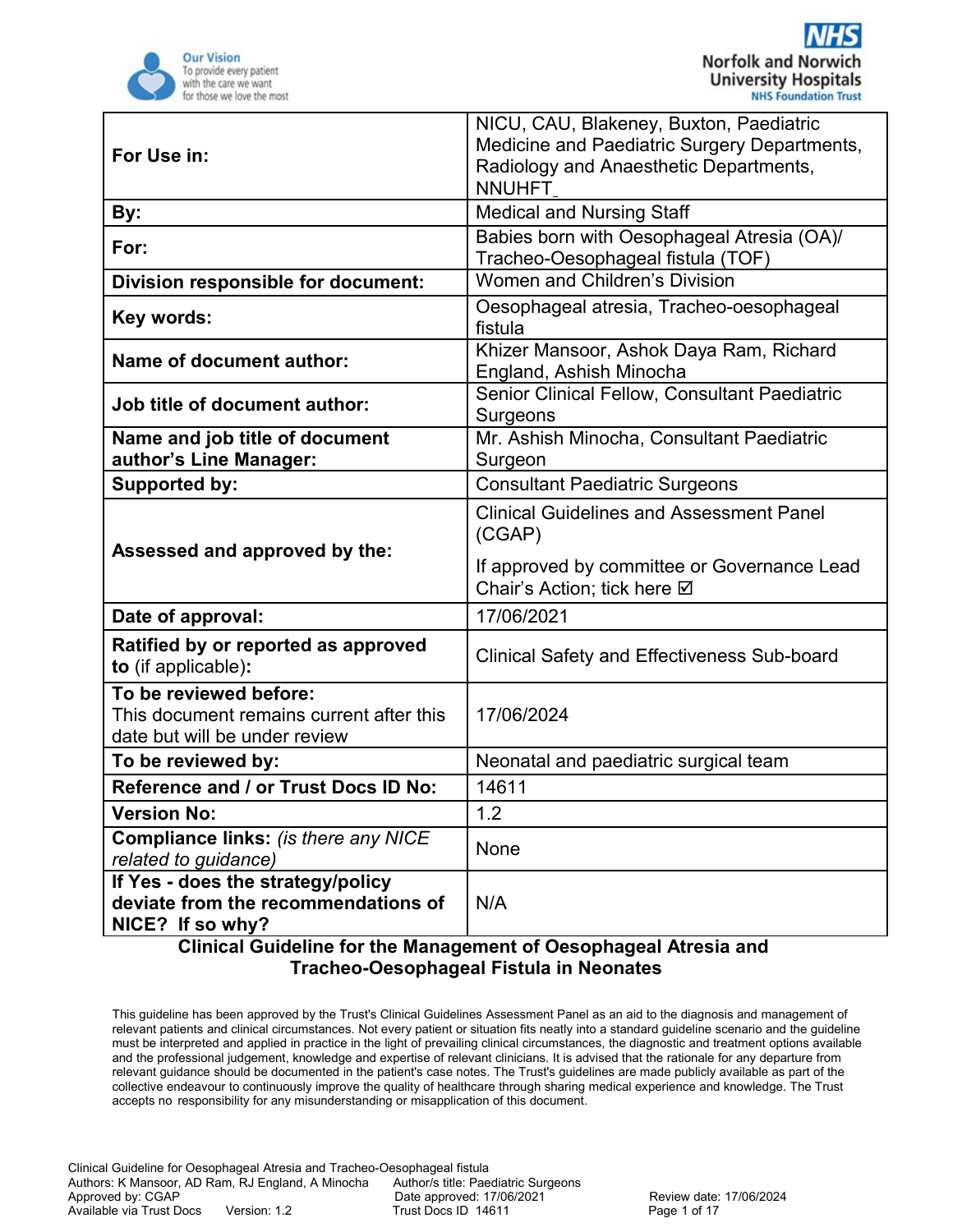| | |
|---|---|
| **For Use in:** | NICU, CAU, Blakeney, Buxton, Paediatric Medicine and Paediatric Surgery Departments, Radiology and Anaesthetic Departments, NNUHFT |
| **By:** | Medical and Nursing Staff |
| **For:** | Babies born with Oesophageal Atresia (OA)/ Tracheo-Oesophageal fistula (TOF) |
| **Division responsible for document:** | Women and Children's Division |
| **Key words:** | Oesophageal atresia, Tracheo-oesophageal fistula |
| **Name of document author:** | Khizer Mansoor, Ashok Daya Ram, Richard England, Ashish Minocha |
| **Job title of document author:** | Senior Clinical Fellow, Consultant Paediatric Surgeons |
| **Name and job title of document author's Line Manager:** | Mr. Ashish Minocha, Consultant Paediatric Surgeon |
| **Supported by:** | Consultant Paediatric Surgeons |
| **Assessed and approved by the:** | Clinical Guidelines and Assessment Panel (CGAP)<br>If approved by committee or Governance Lead Chair's Action; tick here ☑ |
| **Date of approval:** | 17/06/2021 |
| **Ratified by or reported as approved to** (if applicable)**:** | Clinical Safety and Effectiveness Sub-board |
| **To be reviewed before:**<br>This document remains current after this date but will be under review | 17/06/2024 |
| **To be reviewed by:** | Neonatal and paediatric surgical team |
| **Reference and / or Trust Docs ID No:** | 14611 |
| **Version No:** | 1.2 |
| **Compliance links:** *(is there any NICE related to guidance)* | None |
| **If Yes - does the strategy/policy deviate from the recommendations of NICE? If so why?** | N/A |

# Clinical Guideline for the Management of Oesophageal Atresia and Tracheo-Oesophageal Fistula in Neonates

This guideline has been approved by the Trust's Clinical Guidelines Assessment Panel as an aid to the diagnosis and management of relevant patients and clinical circumstances. Not every patient or situation fits neatly into a standard guideline scenario and the guideline must be interpreted and applied in practice in the light of prevailing clinical circumstances, the diagnostic and treatment options available and the professional judgement, knowledge and expertise of relevant clinicians. It is advised that the rationale for any departure from relevant guidance should be documented in the patient's case notes. The Trust's guidelines are made publicly available as part of the collective endeavour to continuously improve the quality of healthcare through sharing medical experience and knowledge. The Trust accepts no responsibility for any misunderstanding or misapplication of this document.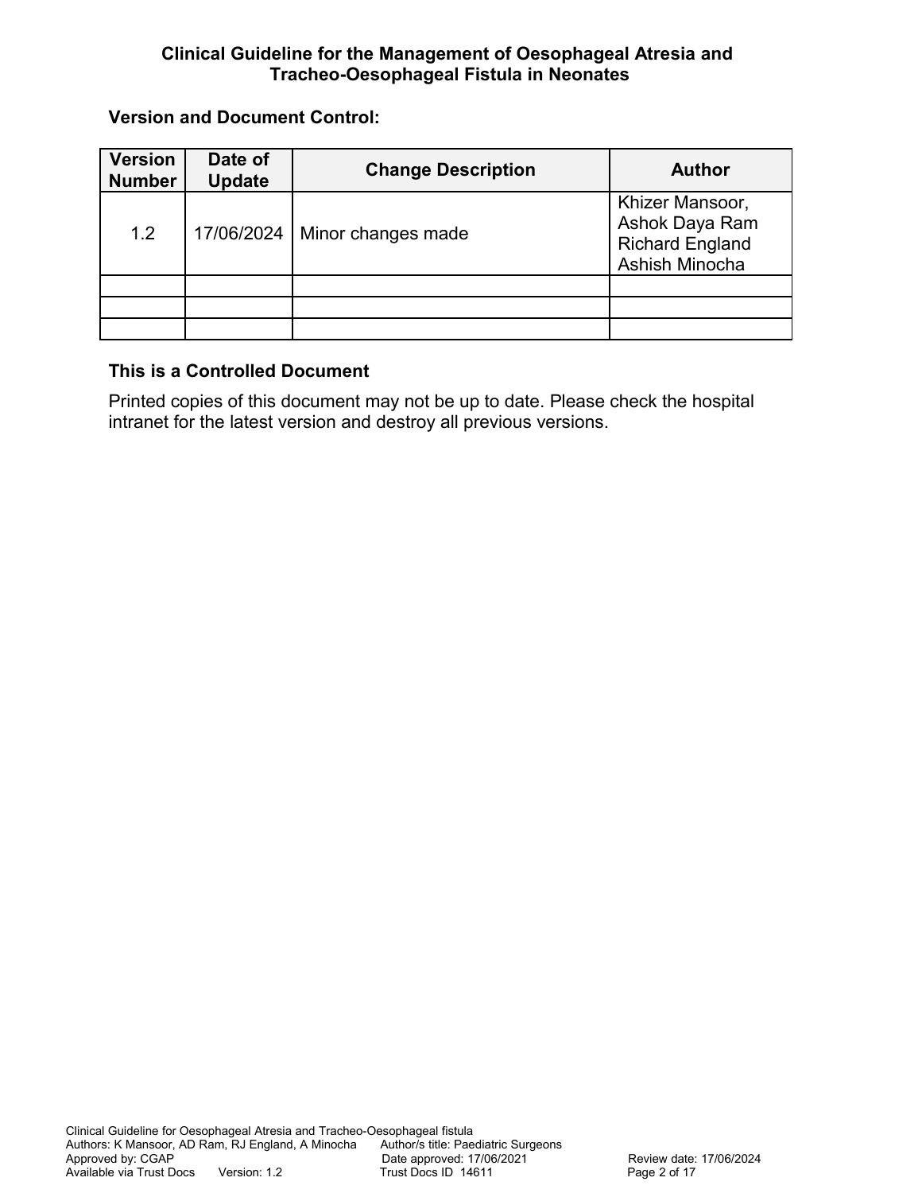**Clinical Guideline for the Management of Oesophageal Atresia and Tracheo-Oesophageal Fistula in Neonates**

**Version and Document Control:**

| Version Number | Date of Update | Change Description | Author |
|---|---|---|---|
| 1.2 | 17/06/2024 | Minor changes made | Khizer Mansoor, Ashok Daya Ram Richard England Ashish Minocha |
| | | | |
| | | | |
| | | | |

**This is a Controlled Document**

Printed copies of this document may not be up to date. Please check the hospital intranet for the latest version and destroy all previous versions.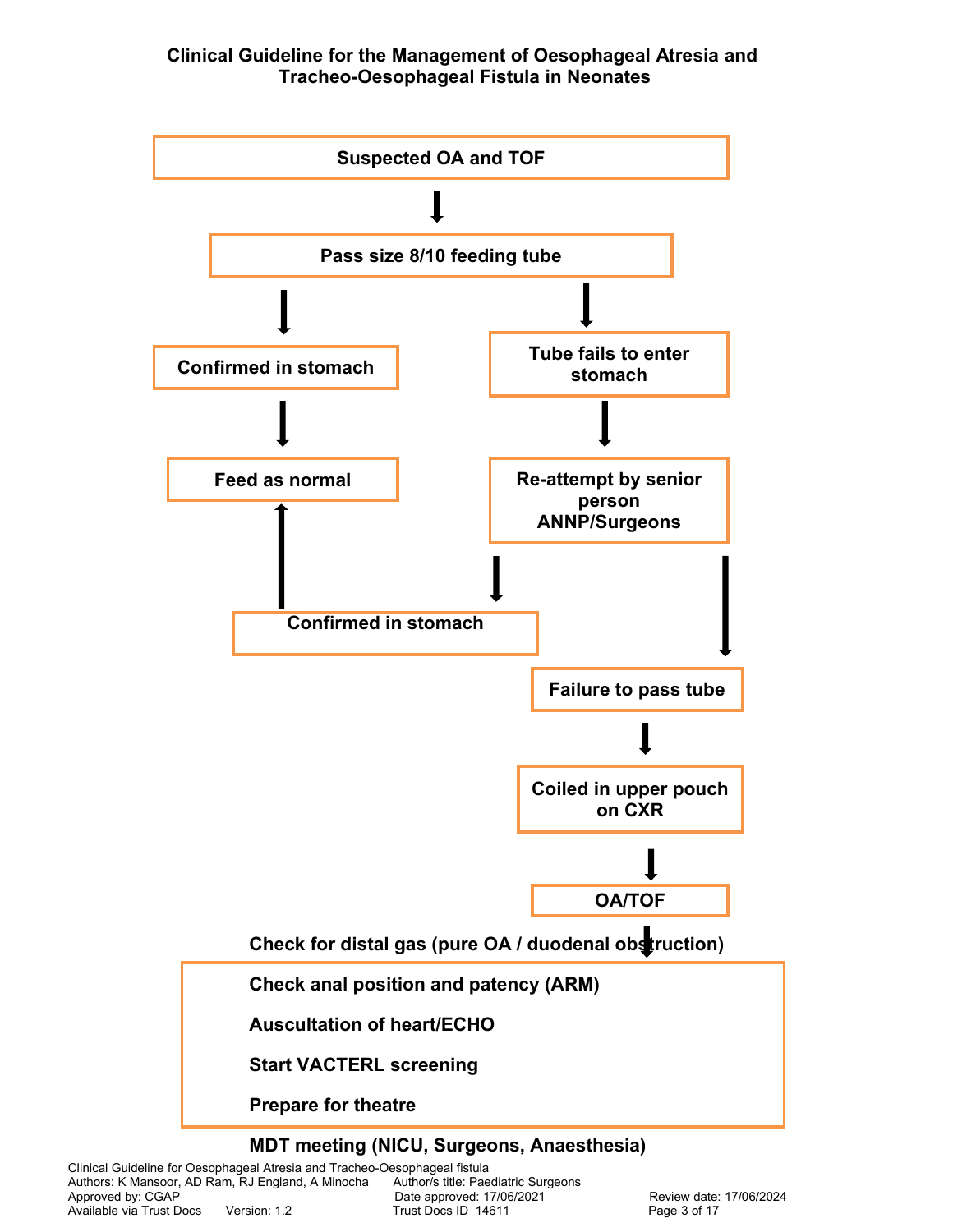# Clinical Guideline for the Management of Oesophageal Atresia and Tracheo-Oesophageal Fistula in Neonates

**Suspected OA and TOF**

↓

**Pass size 8/10 feeding tube**

- ↓ **Confirmed in stomach** → **Feed as normal**
- ↓ **Tube fails to enter stomach**
  - ↓ **Re-attempt by senior person ANNP/Surgeons**
    - ↓ **Confirmed in stomach** → **Feed as normal**
    - ↓ **Failure to pass tube**
      - ↓ **Coiled in upper pouch on CXR**
      - ↓ **OA/TOF**
      - ↓

**Check for distal gas (pure OA / duodenal obstruction)**

**Check anal position and patency (ARM)**

**Auscultation of heart/ECHO**

**Start VACTERL screening**

**Prepare for theatre**

**MDT meeting (NICU, Surgeons, Anaesthesia)**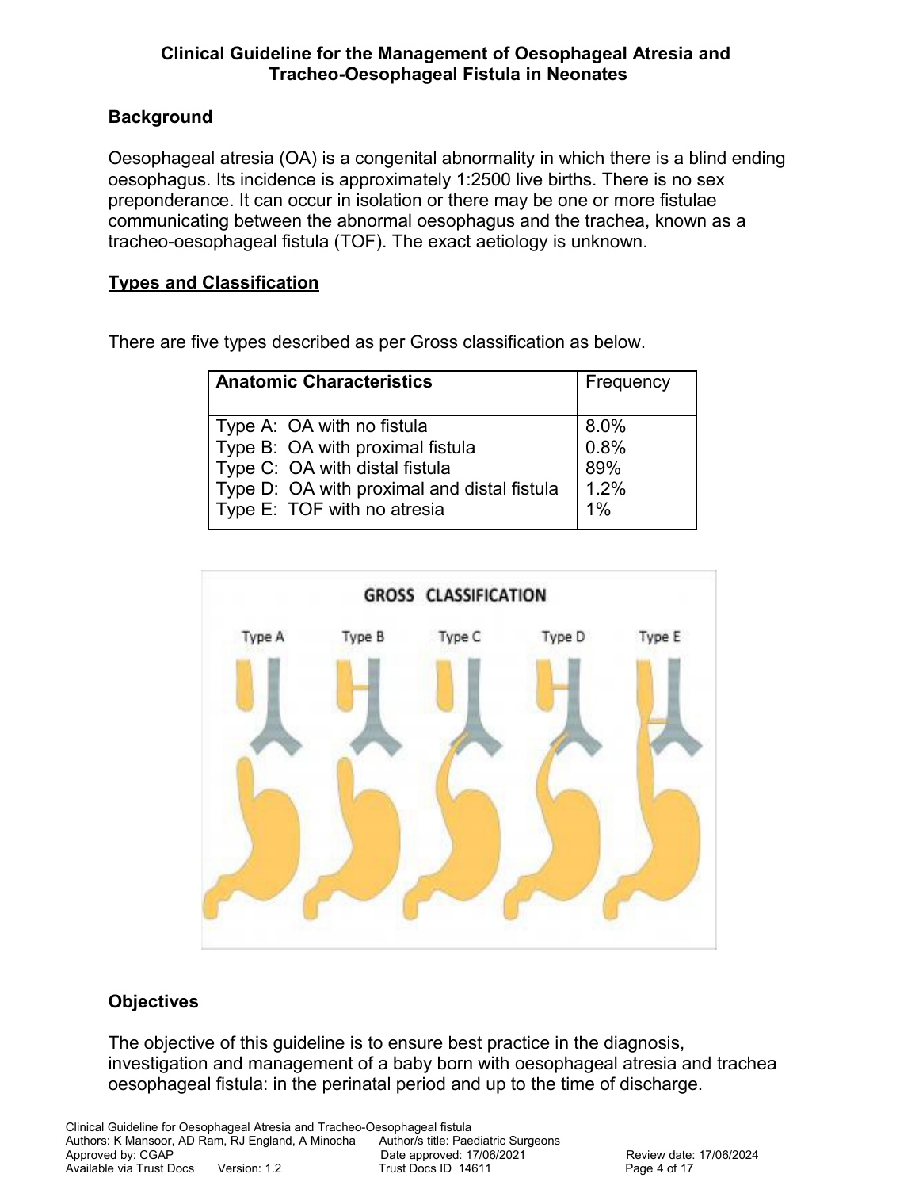# Clinical Guideline for the Management of Oesophageal Atresia and Tracheo-Oesophageal Fistula in Neonates

## Background

Oesophageal atresia (OA) is a congenital abnormality in which there is a blind ending oesophagus. Its incidence is approximately 1:2500 live births. There is no sex preponderance. It can occur in isolation or there may be one or more fistulae communicating between the abnormal oesophagus and the trachea, known as a tracheo-oesophageal fistula (TOF). The exact aetiology is unknown.

## Types and Classification

There are five types described as per Gross classification as below.

| Anatomic Characteristics | Frequency |
|---|---|
| Type A: OA with no fistula | 8.0% |
| Type B: OA with proximal fistula | 0.8% |
| Type C: OA with distal fistula | 89% |
| Type D: OA with proximal and distal fistula | 1.2% |
| Type E: TOF with no atresia | 1% |

## Objectives

The objective of this guideline is to ensure best practice in the diagnosis, investigation and management of a baby born with oesophageal atresia and trachea oesophageal fistula: in the perinatal period and up to the time of discharge.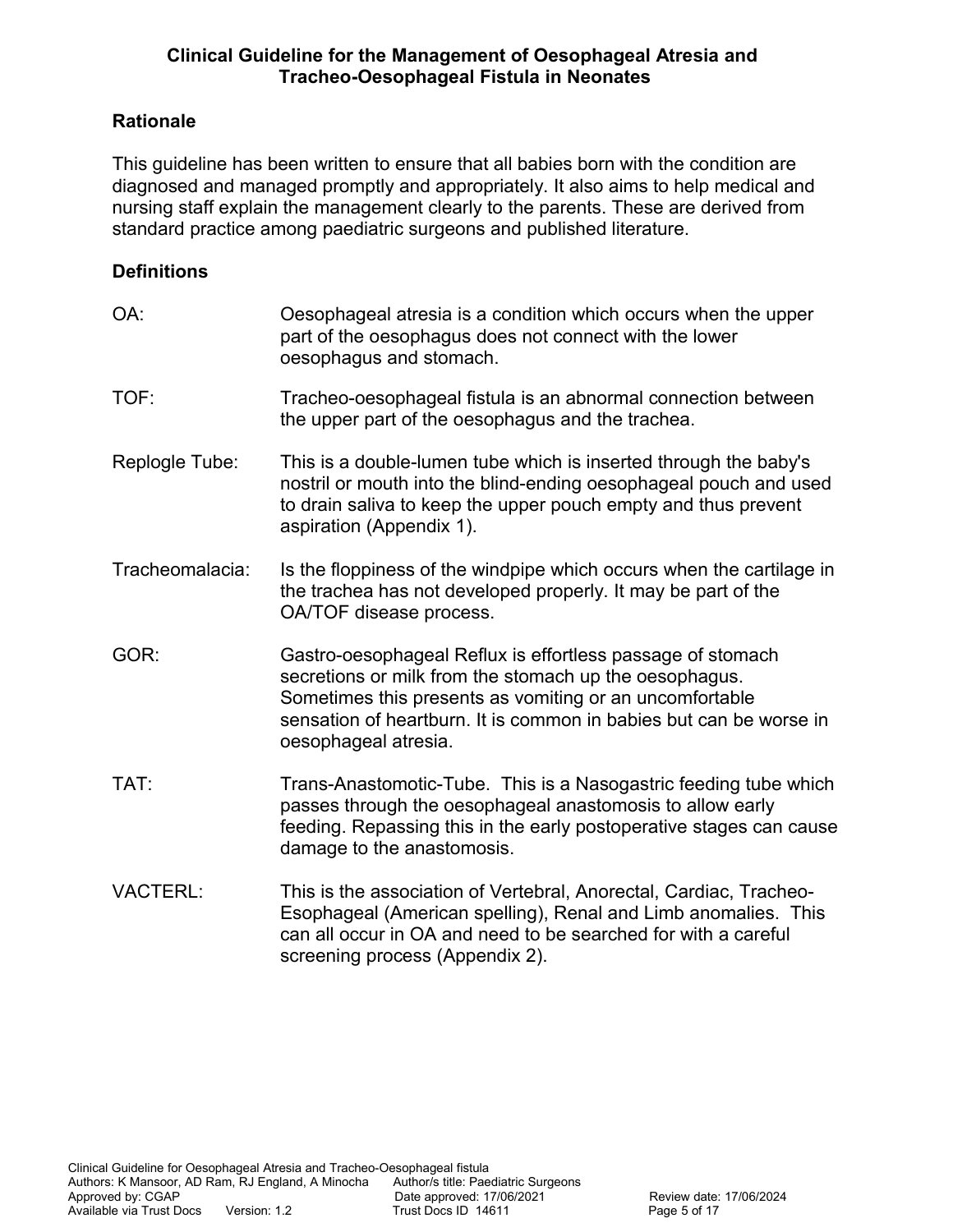## Clinical Guideline for the Management of Oesophageal Atresia and Tracheo-Oesophageal Fistula in Neonates

### Rationale

This guideline has been written to ensure that all babies born with the condition are diagnosed and managed promptly and appropriately. It also aims to help medical and nursing staff explain the management clearly to the parents. These are derived from standard practice among paediatric surgeons and published literature.

### Definitions

**OA:** Oesophageal atresia is a condition which occurs when the upper part of the oesophagus does not connect with the lower oesophagus and stomach.

**TOF:** Tracheo-oesophageal fistula is an abnormal connection between the upper part of the oesophagus and the trachea.

**Replogle Tube:** This is a double-lumen tube which is inserted through the baby's nostril or mouth into the blind-ending oesophageal pouch and used to drain saliva to keep the upper pouch empty and thus prevent aspiration (Appendix 1).

**Tracheomalacia:** Is the floppiness of the windpipe which occurs when the cartilage in the trachea has not developed properly. It may be part of the OA/TOF disease process.

**GOR:** Gastro-oesophageal Reflux is effortless passage of stomach secretions or milk from the stomach up the oesophagus. Sometimes this presents as vomiting or an uncomfortable sensation of heartburn. It is common in babies but can be worse in oesophageal atresia.

**TAT:** Trans-Anastomotic-Tube. This is a Nasogastric feeding tube which passes through the oesophageal anastomosis to allow early feeding. Repassing this in the early postoperative stages can cause damage to the anastomosis.

**VACTERL:** This is the association of Vertebral, Anorectal, Cardiac, Tracheo-Esophageal (American spelling), Renal and Limb anomalies. This can all occur in OA and need to be searched for with a careful screening process (Appendix 2).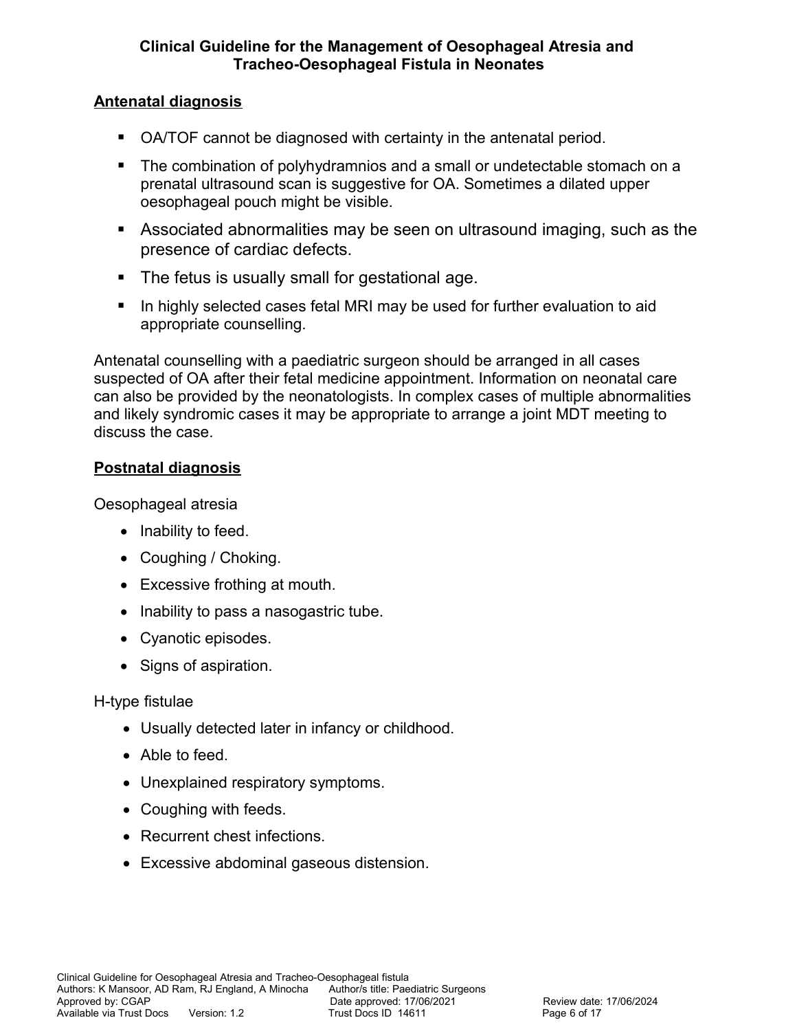## Antenatal diagnosis

- OA/TOF cannot be diagnosed with certainty in the antenatal period.
- The combination of polyhydramnios and a small or undetectable stomach on a prenatal ultrasound scan is suggestive for OA. Sometimes a dilated upper oesophageal pouch might be visible.
- Associated abnormalities may be seen on ultrasound imaging, such as the presence of cardiac defects.
- The fetus is usually small for gestational age.
- In highly selected cases fetal MRI may be used for further evaluation to aid appropriate counselling.

Antenatal counselling with a paediatric surgeon should be arranged in all cases suspected of OA after their fetal medicine appointment. Information on neonatal care can also be provided by the neonatologists. In complex cases of multiple abnormalities and likely syndromic cases it may be appropriate to arrange a joint MDT meeting to discuss the case.

## Postnatal diagnosis

Oesophageal atresia

- Inability to feed.
- Coughing / Choking.
- Excessive frothing at mouth.
- Inability to pass a nasogastric tube.
- Cyanotic episodes.
- Signs of aspiration.

H-type fistulae

- Usually detected later in infancy or childhood.
- Able to feed.
- Unexplained respiratory symptoms.
- Coughing with feeds.
- Recurrent chest infections.
- Excessive abdominal gaseous distension.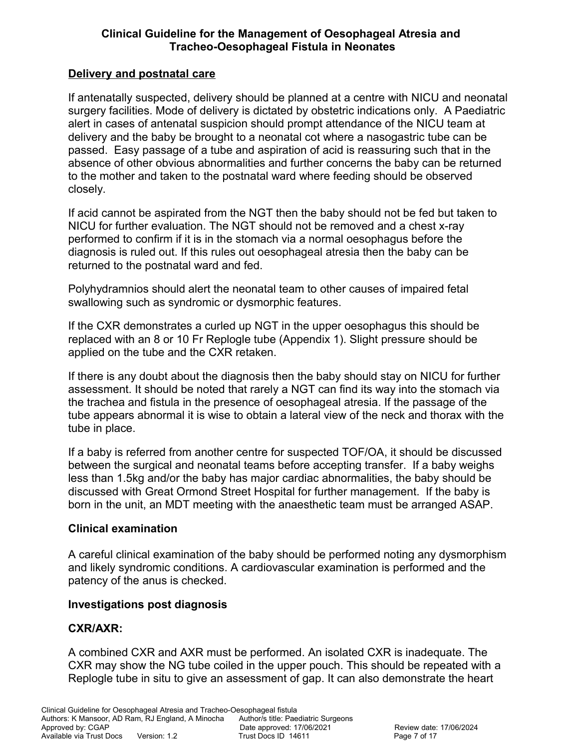## Delivery and postnatal care

If antenatally suspected, delivery should be planned at a centre with NICU and neonatal surgery facilities. Mode of delivery is dictated by obstetric indications only. A Paediatric alert in cases of antenatal suspicion should prompt attendance of the NICU team at delivery and the baby be brought to a neonatal cot where a nasogastric tube can be passed. Easy passage of a tube and aspiration of acid is reassuring such that in the absence of other obvious abnormalities and further concerns the baby can be returned to the mother and taken to the postnatal ward where feeding should be observed closely.

If acid cannot be aspirated from the NGT then the baby should not be fed but taken to NICU for further evaluation. The NGT should not be removed and a chest x-ray performed to confirm if it is in the stomach via a normal oesophagus before the diagnosis is ruled out. If this rules out oesophageal atresia then the baby can be returned to the postnatal ward and fed.

Polyhydramnios should alert the neonatal team to other causes of impaired fetal swallowing such as syndromic or dysmorphic features.

If the CXR demonstrates a curled up NGT in the upper oesophagus this should be replaced with an 8 or 10 Fr Replogle tube (Appendix 1). Slight pressure should be applied on the tube and the CXR retaken.

If there is any doubt about the diagnosis then the baby should stay on NICU for further assessment. It should be noted that rarely a NGT can find its way into the stomach via the trachea and fistula in the presence of oesophageal atresia. If the passage of the tube appears abnormal it is wise to obtain a lateral view of the neck and thorax with the tube in place.

If a baby is referred from another centre for suspected TOF/OA, it should be discussed between the surgical and neonatal teams before accepting transfer. If a baby weighs less than 1.5kg and/or the baby has major cardiac abnormalities, the baby should be discussed with Great Ormond Street Hospital for further management. If the baby is born in the unit, an MDT meeting with the anaesthetic team must be arranged ASAP.

### Clinical examination

A careful clinical examination of the baby should be performed noting any dysmorphism and likely syndromic conditions. A cardiovascular examination is performed and the patency of the anus is checked.

### Investigations post diagnosis

### CXR/AXR:

A combined CXR and AXR must be performed. An isolated CXR is inadequate. The CXR may show the NG tube coiled in the upper pouch. This should be repeated with a Replogle tube in situ to give an assessment of gap. It can also demonstrate the heart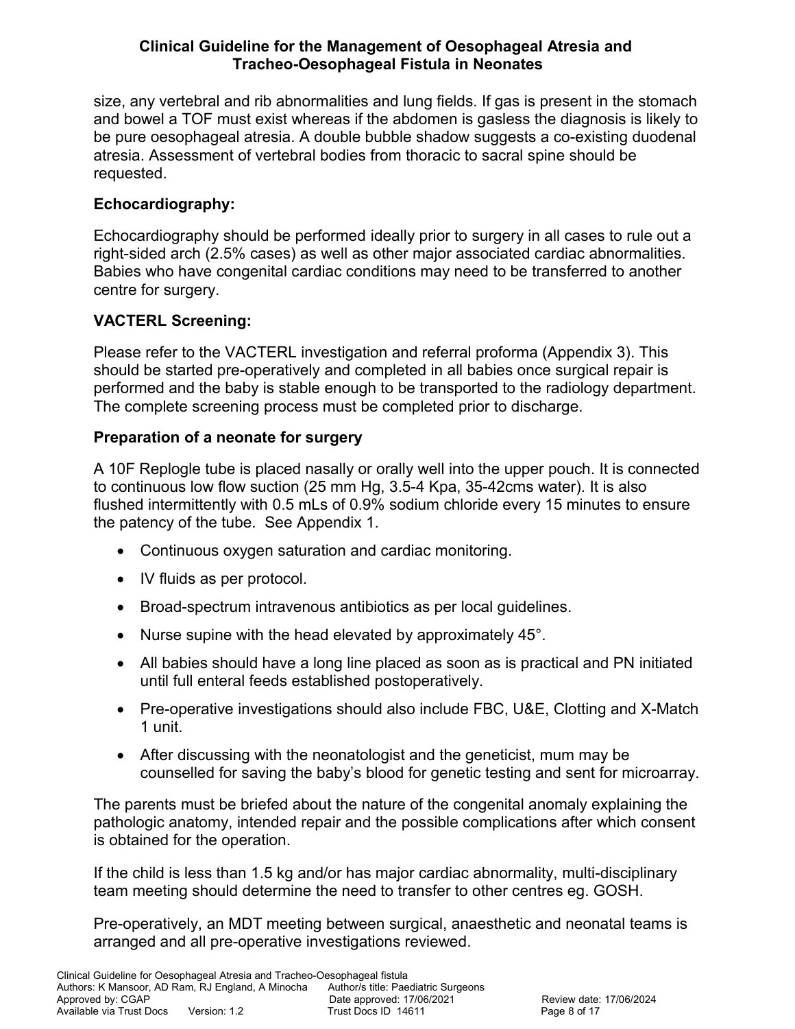size, any vertebral and rib abnormalities and lung fields. If gas is present in the stomach and bowel a TOF must exist whereas if the abdomen is gasless the diagnosis is likely to be pure oesophageal atresia. A double bubble shadow suggests a co-existing duodenal atresia. Assessment of vertebral bodies from thoracic to sacral spine should be requested.

### Echocardiography:

Echocardiography should be performed ideally prior to surgery in all cases to rule out a right-sided arch (2.5% cases) as well as other major associated cardiac abnormalities. Babies who have congenital cardiac conditions may need to be transferred to another centre for surgery.

### VACTERL Screening:

Please refer to the VACTERL investigation and referral proforma (Appendix 3). This should be started pre-operatively and completed in all babies once surgical repair is performed and the baby is stable enough to be transported to the radiology department. The complete screening process must be completed prior to discharge.

### Preparation of a neonate for surgery

A 10F Replogle tube is placed nasally or orally well into the upper pouch. It is connected to continuous low flow suction (25 mm Hg, 3.5-4 Kpa, 35-42cms water). It is also flushed intermittently with 0.5 mLs of 0.9% sodium chloride every 15 minutes to ensure the patency of the tube. See Appendix 1.

- Continuous oxygen saturation and cardiac monitoring.
- IV fluids as per protocol.
- Broad-spectrum intravenous antibiotics as per local guidelines.
- Nurse supine with the head elevated by approximately 45°.
- All babies should have a long line placed as soon as is practical and PN initiated until full enteral feeds established postoperatively.
- Pre-operative investigations should also include FBC, U&E, Clotting and X-Match 1 unit.
- After discussing with the neonatologist and the geneticist, mum may be counselled for saving the baby's blood for genetic testing and sent for microarray.

The parents must be briefed about the nature of the congenital anomaly explaining the pathologic anatomy, intended repair and the possible complications after which consent is obtained for the operation.

If the child is less than 1.5 kg and/or has major cardiac abnormality, multi-disciplinary team meeting should determine the need to transfer to other centres eg. GOSH.

Pre-operatively, an MDT meeting between surgical, anaesthetic and neonatal teams is arranged and all pre-operative investigations reviewed.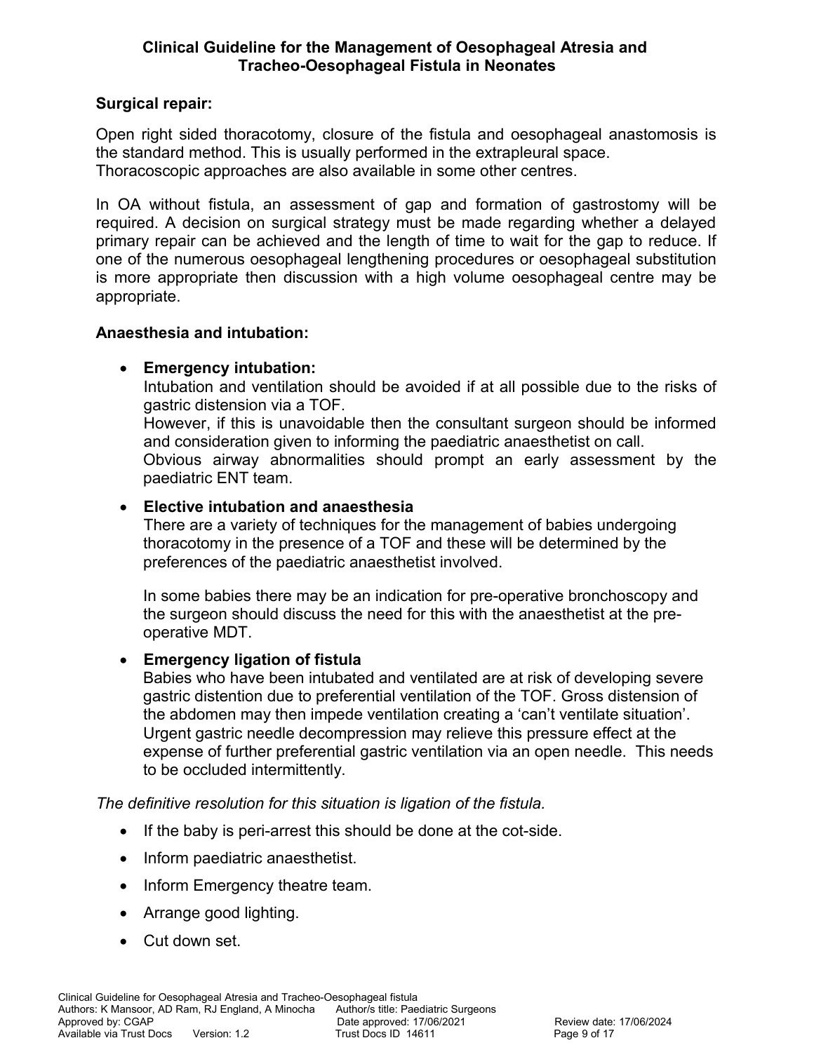**Surgical repair:**

Open right sided thoracotomy, closure of the fistula and oesophageal anastomosis is the standard method. This is usually performed in the extrapleural space.
Thoracoscopic approaches are also available in some other centres.

In OA without fistula, an assessment of gap and formation of gastrostomy will be required. A decision on surgical strategy must be made regarding whether a delayed primary repair can be achieved and the length of time to wait for the gap to reduce. If one of the numerous oesophageal lengthening procedures or oesophageal substitution is more appropriate then discussion with a high volume oesophageal centre may be appropriate.

**Anaesthesia and intubation:**

- **Emergency intubation:**
  Intubation and ventilation should be avoided if at all possible due to the risks of gastric distension via a TOF.
  However, if this is unavoidable then the consultant surgeon should be informed and consideration given to informing the paediatric anaesthetist on call.
  Obvious airway abnormalities should prompt an early assessment by the paediatric ENT team.

- **Elective intubation and anaesthesia**
  There are a variety of techniques for the management of babies undergoing thoracotomy in the presence of a TOF and these will be determined by the preferences of the paediatric anaesthetist involved.

  In some babies there may be an indication for pre-operative bronchoscopy and the surgeon should discuss the need for this with the anaesthetist at the pre-operative MDT.

- **Emergency ligation of fistula**
  Babies who have been intubated and ventilated are at risk of developing severe gastric distention due to preferential ventilation of the TOF. Gross distension of the abdomen may then impede ventilation creating a 'can't ventilate situation'. Urgent gastric needle decompression may relieve this pressure effect at the expense of further preferential gastric ventilation via an open needle. This needs to be occluded intermittently.

*The definitive resolution for this situation is ligation of the fistula.*

- If the baby is peri-arrest this should be done at the cot-side.
- Inform paediatric anaesthetist.
- Inform Emergency theatre team.
- Arrange good lighting.
- Cut down set.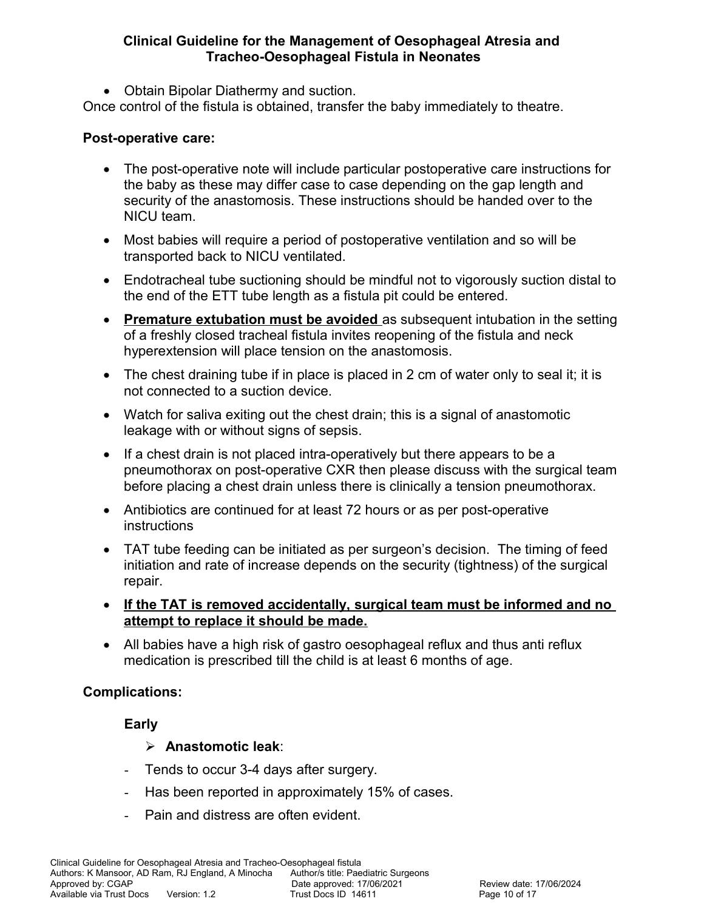- Obtain Bipolar Diathermy and suction.

Once control of the fistula is obtained, transfer the baby immediately to theatre.

**Post-operative care:**

- The post-operative note will include particular postoperative care instructions for the baby as these may differ case to case depending on the gap length and security of the anastomosis. These instructions should be handed over to the NICU team.
- Most babies will require a period of postoperative ventilation and so will be transported back to NICU ventilated.
- Endotracheal tube suctioning should be mindful not to vigorously suction distal to the end of the ETT tube length as a fistula pit could be entered.
- **Premature extubation must be avoided** as subsequent intubation in the setting of a freshly closed tracheal fistula invites reopening of the fistula and neck hyperextension will place tension on the anastomosis.
- The chest draining tube if in place is placed in 2 cm of water only to seal it; it is not connected to a suction device.
- Watch for saliva exiting out the chest drain; this is a signal of anastomotic leakage with or without signs of sepsis.
- If a chest drain is not placed intra-operatively but there appears to be a pneumothorax on post-operative CXR then please discuss with the surgical team before placing a chest drain unless there is clinically a tension pneumothorax.
- Antibiotics are continued for at least 72 hours or as per post-operative instructions
- TAT tube feeding can be initiated as per surgeon's decision. The timing of feed initiation and rate of increase depends on the security (tightness) of the surgical repair.
- **If the TAT is removed accidentally, surgical team must be informed and no attempt to replace it should be made.**
- All babies have a high risk of gastro oesophageal reflux and thus anti reflux medication is prescribed till the child is at least 6 months of age.

**Complications:**

**Early**

- **Anastomotic leak**:
  - Tends to occur 3-4 days after surgery.
  - Has been reported in approximately 15% of cases.
  - Pain and distress are often evident.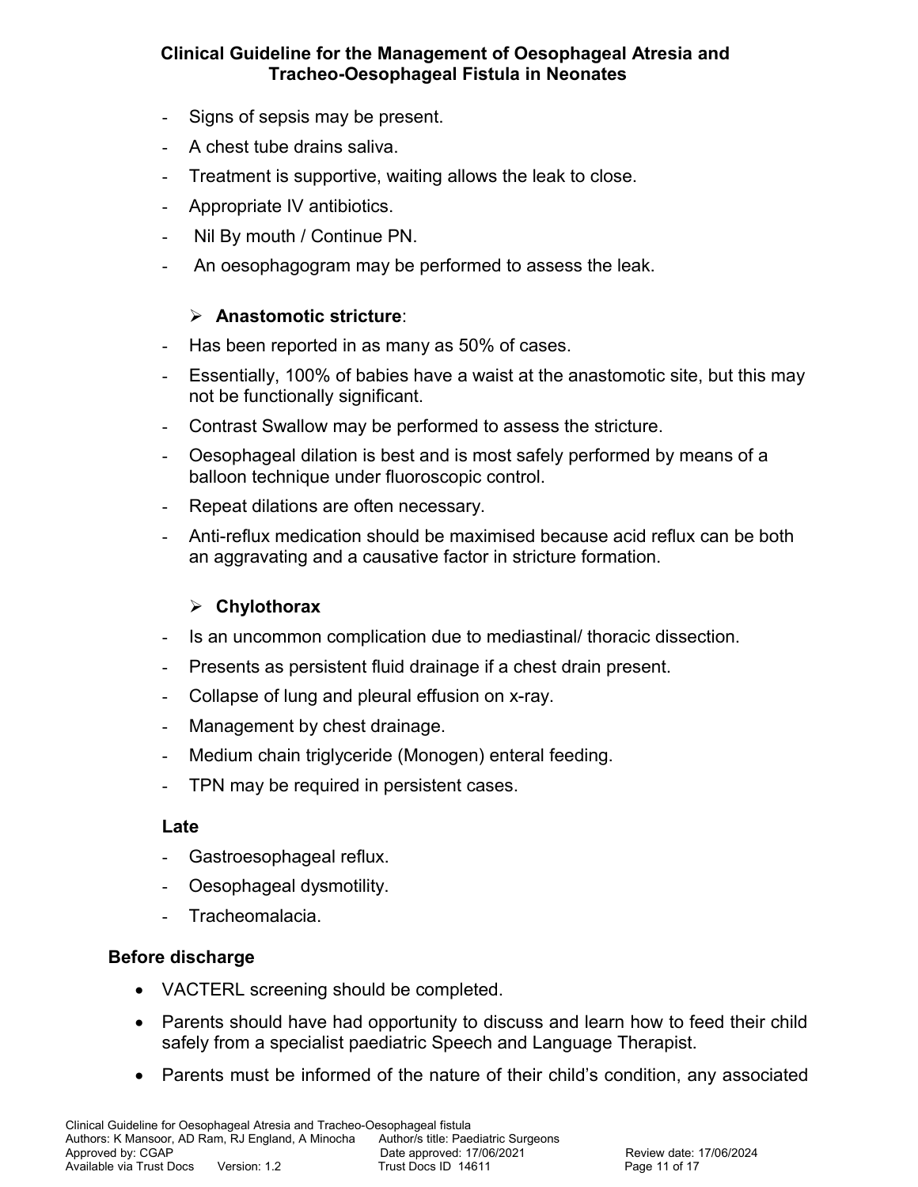- Signs of sepsis may be present.
- A chest tube drains saliva.
- Treatment is supportive, waiting allows the leak to close.
- Appropriate IV antibiotics.
- Nil By mouth / Continue PN.
- An oesophagogram may be performed to assess the leak.

➢ **Anastomotic stricture**:

- Has been reported in as many as 50% of cases.
- Essentially, 100% of babies have a waist at the anastomotic site, but this may not be functionally significant.
- Contrast Swallow may be performed to assess the stricture.
- Oesophageal dilation is best and is most safely performed by means of a balloon technique under fluoroscopic control.
- Repeat dilations are often necessary.
- Anti-reflux medication should be maximised because acid reflux can be both an aggravating and a causative factor in stricture formation.

➢ **Chylothorax**

- Is an uncommon complication due to mediastinal/ thoracic dissection.
- Presents as persistent fluid drainage if a chest drain present.
- Collapse of lung and pleural effusion on x-ray.
- Management by chest drainage.
- Medium chain triglyceride (Monogen) enteral feeding.
- TPN may be required in persistent cases.

**Late**

- Gastroesophageal reflux.
- Oesophageal dysmotility.
- Tracheomalacia.

**Before discharge**

- VACTERL screening should be completed.
- Parents should have had opportunity to discuss and learn how to feed their child safely from a specialist paediatric Speech and Language Therapist.
- Parents must be informed of the nature of their child's condition, any associated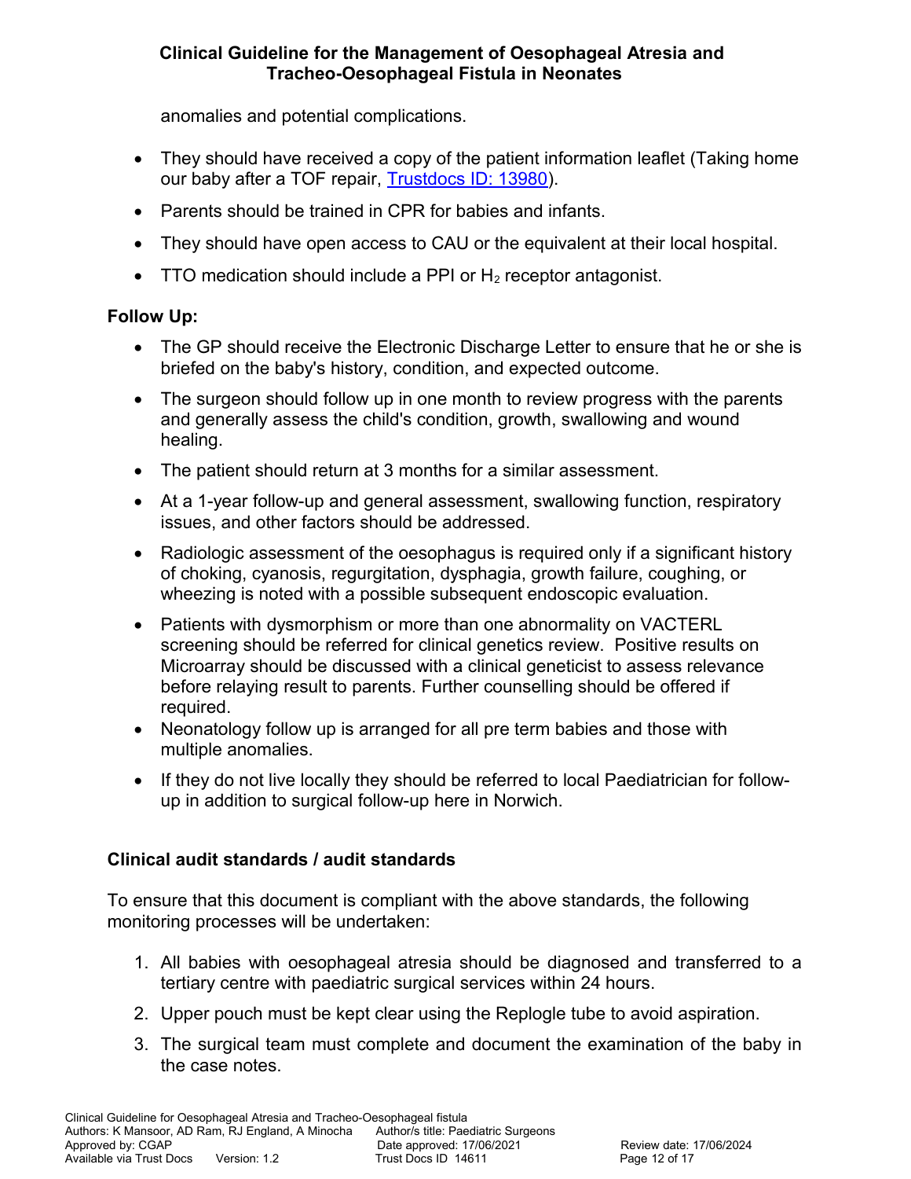anomalies and potential complications.

- They should have received a copy of the patient information leaflet (Taking home our baby after a TOF repair, [Trustdocs ID: 13980](#)).
- Parents should be trained in CPR for babies and infants.
- They should have open access to CAU or the equivalent at their local hospital.
- TTO medication should include a PPI or $H_2$ receptor antagonist.

**Follow Up:**

- The GP should receive the Electronic Discharge Letter to ensure that he or she is briefed on the baby's history, condition, and expected outcome.
- The surgeon should follow up in one month to review progress with the parents and generally assess the child's condition, growth, swallowing and wound healing.
- The patient should return at 3 months for a similar assessment.
- At a 1-year follow-up and general assessment, swallowing function, respiratory issues, and other factors should be addressed.
- Radiologic assessment of the oesophagus is required only if a significant history of choking, cyanosis, regurgitation, dysphagia, growth failure, coughing, or wheezing is noted with a possible subsequent endoscopic evaluation.
- Patients with dysmorphism or more than one abnormality on VACTERL screening should be referred for clinical genetics review. Positive results on Microarray should be discussed with a clinical geneticist to assess relevance before relaying result to parents. Further counselling should be offered if required.
- Neonatology follow up is arranged for all pre term babies and those with multiple anomalies.
- If they do not live locally they should be referred to local Paediatrician for follow-up in addition to surgical follow-up here in Norwich.

## Clinical audit standards / audit standards

To ensure that this document is compliant with the above standards, the following monitoring processes will be undertaken:

1. All babies with oesophageal atresia should be diagnosed and transferred to a tertiary centre with paediatric surgical services within 24 hours.
2. Upper pouch must be kept clear using the Replogle tube to avoid aspiration.
3. The surgical team must complete and document the examination of the baby in the case notes.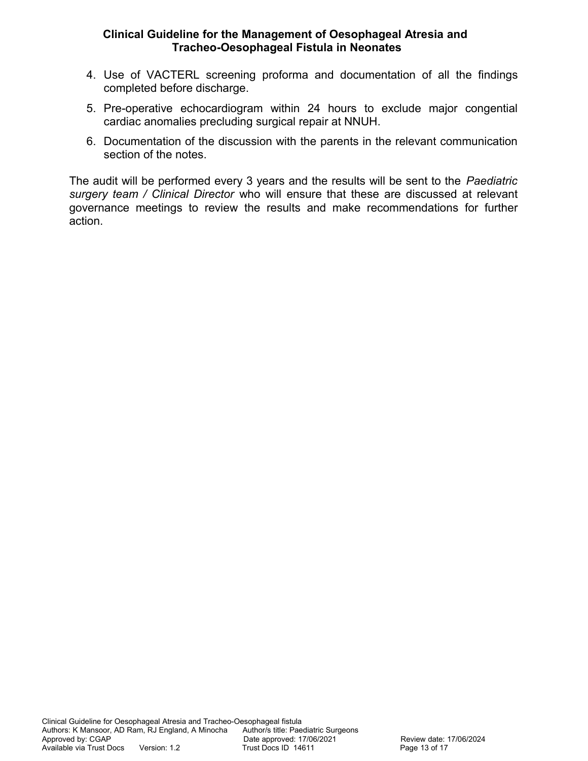4. Use of VACTERL screening proforma and documentation of all the findings completed before discharge.
5. Pre-operative echocardiogram within 24 hours to exclude major congential cardiac anomalies precluding surgical repair at NNUH.
6. Documentation of the discussion with the parents in the relevant communication section of the notes.

The audit will be performed every 3 years and the results will be sent to the *Paediatric surgery team / Clinical Director* who will ensure that these are discussed at relevant governance meetings to review the results and make recommendations for further action.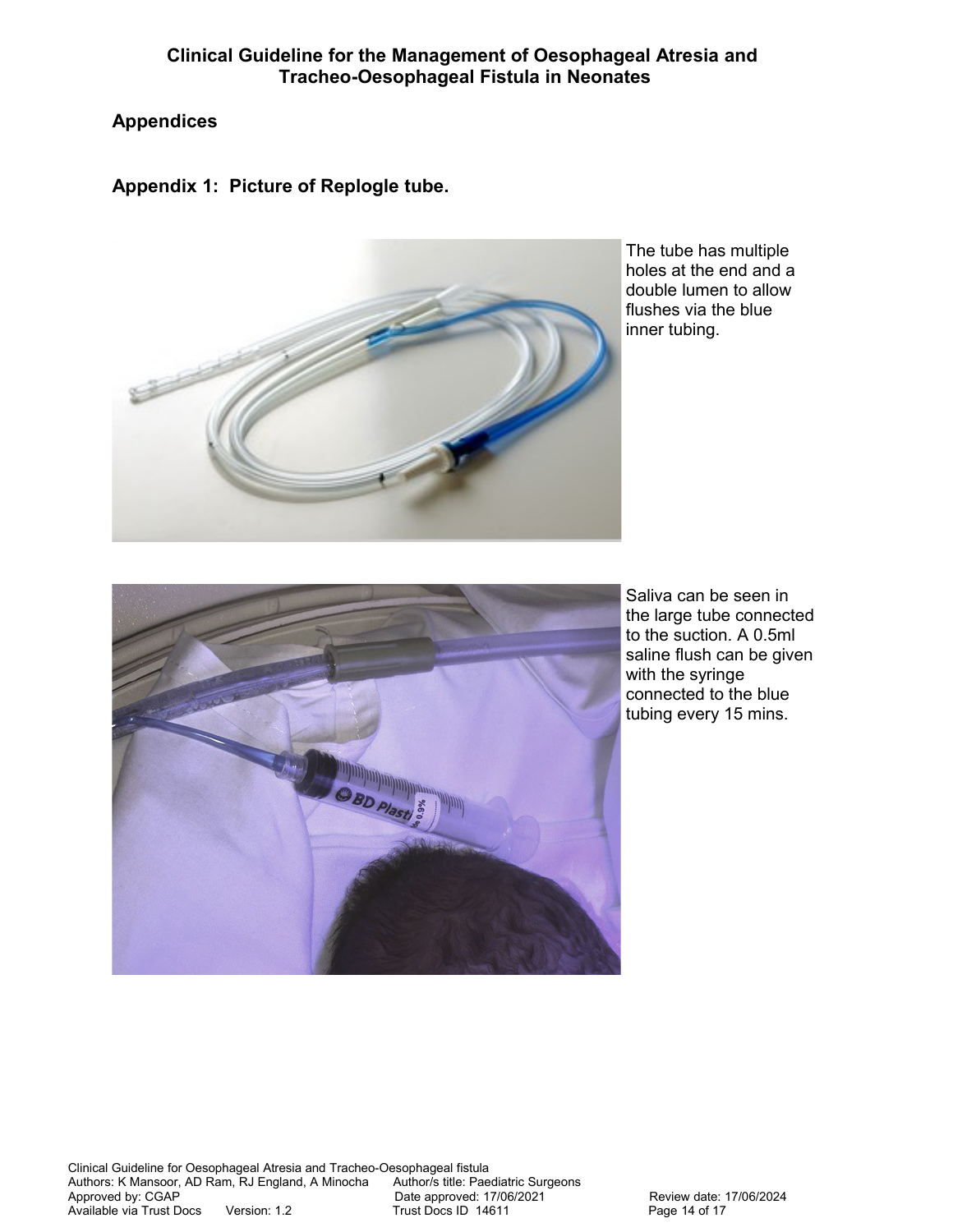## Appendices

### Appendix 1: Picture of Replogle tube.

The tube has multiple holes at the end and a double lumen to allow flushes via the blue inner tubing.

Saliva can be seen in the large tube connected to the suction. A 0.5ml saline flush can be given with the syringe connected to the blue tubing every 15 mins.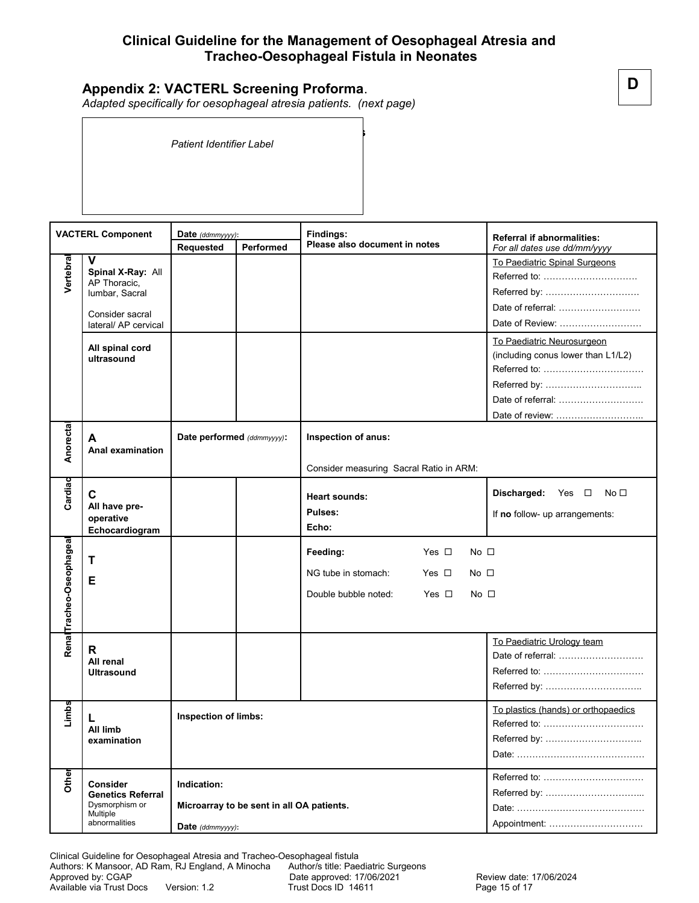# Clinical Guideline for the Management of Oesophageal Atresia and Tracheo-Oesophageal Fistula in Neonates

## Appendix 2: VACTERL Screening Proforma.

**D**

*Adapted specifically for oesophageal atresia patients. (next page)*

*Patient Identifier Label*

| VACTERL Component | | Date *(ddmmyyyy)*: Requested | Date *(ddmmyyyy)*: Performed | Findings: Please also document in notes | Referral if abnormalities: *For all dates use dd/mm/yyyy* |
|---|---|---|---|---|---|
| Vertebral | **V** **Spinal X-Ray:** All AP Thoracic, lumbar, Sacral<br>Consider sacral lateral/ AP cervical | | | | To Paediatric Spinal Surgeons<br>Referred to: …………………………<br>Referred by: …………………………<br>Date of referral: ………………………<br>Date of Review: ……………………… |
| | **All spinal cord ultrasound** | | | | To Paediatric Neurosurgeon (including conus lower than L1/L2)<br>Referred to: ……………………………<br>Referred by: …………………………..<br>Date of referral: ………………………<br>Date of review: ……………………….. |
| Anorectal | **A** **Anal examination** | **Date performed** *(ddmmyyyy)*: | | **Inspection of anus:**<br>Consider measuring Sacral Ratio in ARM: | |
| Cardiac | **C** **All have pre-operative Echocardiogram** | | | **Heart sounds:**<br>**Pulses:**<br>**Echo:** | **Discharged:** Yes ☐ No ☐<br>If **no** follow- up arrangements: |
| Tracheo-Oseophageal | **T**<br>**E** | | | **Feeding:** Yes ☐ No ☐<br>NG tube in stomach: Yes ☐ No ☐<br>Double bubble noted: Yes ☐ No ☐ | |
| Renal | **R** **All renal Ultrasound** | | | | To Paediatric Urology team<br>Date of referral: ………………………<br>Referred to: ……………………………<br>Referred by: ………………………….. |
| Limbs | **L** **All limb examination** | **Inspection of limbs:** | | | To plastics (hands) or orthopaedics<br>Referred to: ……………………………<br>Referred by: …………………………..<br>Date: …………………………………… |
| Other | **Consider Genetics Referral** Dysmorphism or Multiple abnormalities | **Indication:**<br>**Microarray to be sent in all OA patients.**<br>**Date** *(ddmmyyyy)*: | | | Referred to: ……………………………<br>Referred by: …………………………...<br>Date: ……………………………………<br>Appointment: ………………………… |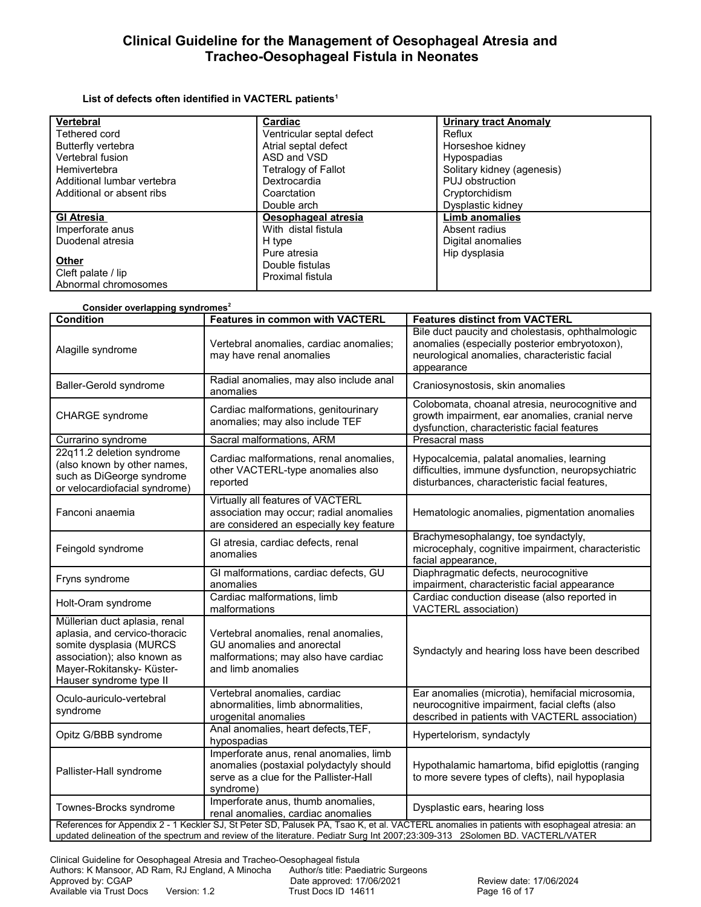**List of defects often identified in VACTERL patients[1]**

| **Vertebral** | **Cardiac** | **Urinary tract Anomaly** |
|---|---|---|
| Tethered cord<br>Butterfly vertebra<br>Vertebral fusion<br>Hemivertebra<br>Additional lumbar vertebra<br>Additional or absent ribs | Ventricular septal defect<br>Atrial septal defect<br>ASD and VSD<br>Tetralogy of Fallot<br>Dextrocardia<br>Coarctation<br>Double arch | Reflux<br>Horseshoe kidney<br>Hypospadias<br>Solitary kidney (agenesis)<br>PUJ obstruction<br>Cryptorchidism<br>Dysplastic kidney |
| **GI Atresia**<br>Imperforate anus<br>Duodenal atresia<br><br>**Other**<br>Cleft palate / lip<br>Abnormal chromosomes | **Oesophageal atresia**<br>With distal fistula<br>H type<br>Pure atresia<br>Double fistulas<br>Proximal fistula | **Limb anomalies**<br>Absent radius<br>Digital anomalies<br>Hip dysplasia |

**Consider overlapping syndromes[2]**

| Condition | Features in common with VACTERL | Features distinct from VACTERL |
|---|---|---|
| Alagille syndrome | Vertebral anomalies, cardiac anomalies; may have renal anomalies | Bile duct paucity and cholestasis, ophthalmologic anomalies (especially posterior embryotoxon), neurological anomalies, characteristic facial appearance |
| Baller-Gerold syndrome | Radial anomalies, may also include anal anomalies | Craniosynostosis, skin anomalies |
| CHARGE syndrome | Cardiac malformations, genitourinary anomalies; may also include TEF | Colobomata, choanal atresia, neurocognitive and growth impairment, ear anomalies, cranial nerve dysfunction, characteristic facial features |
| Currarino syndrome | Sacral malformations, ARM | Presacral mass |
| 22q11.2 deletion syndrome (also known by other names, such as DiGeorge syndrome or velocardiofacial syndrome) | Cardiac malformations, renal anomalies, other VACTERL-type anomalies also reported | Hypocalcemia, palatal anomalies, learning difficulties, immune dysfunction, neuropsychiatric disturbances, characteristic facial features, |
| Fanconi anaemia | Virtually all features of VACTERL association may occur; radial anomalies are considered an especially key feature | Hematologic anomalies, pigmentation anomalies |
| Feingold syndrome | GI atresia, cardiac defects, renal anomalies | Brachymesophalangy, toe syndactyly, microcephaly, cognitive impairment, characteristic facial appearance, |
| Fryns syndrome | GI malformations, cardiac defects, GU anomalies | Diaphragmatic defects, neurocognitive impairment, characteristic facial appearance |
| Holt-Oram syndrome | Cardiac malformations, limb malformations | Cardiac conduction disease (also reported in VACTERL association) |
| Müllerian duct aplasia, renal aplasia, and cervico-thoracic somite dysplasia (MURCS association); also known as Mayer-Rokitansky- Küster-Hauser syndrome type II | Vertebral anomalies, renal anomalies, GU anomalies and anorectal malformations; may also have cardiac and limb anomalies | Syndactyly and hearing loss have been described |
| Oculo-auriculo-vertebral syndrome | Vertebral anomalies, cardiac abnormalities, limb abnormalities, urogenital anomalies | Ear anomalies (microtia), hemifacial microsomia, neurocognitive impairment, facial clefts (also described in patients with VACTERL association) |
| Opitz G/BBB syndrome | Anal anomalies, heart defects,TEF, hypospadias | Hypertelorism, syndactyly |
| Pallister-Hall syndrome | Imperforate anus, renal anomalies, limb anomalies (postaxial polydactyly should serve as a clue for the Pallister-Hall syndrome) | Hypothalamic hamartoma, bifid epiglottis (ranging to more severe types of clefts), nail hypoplasia |
| Townes-Brocks syndrome | Imperforate anus, thumb anomalies, renal anomalies, cardiac anomalies | Dysplastic ears, hearing loss |

References for Appendix 2 - 1 Keckler SJ, St Peter SD, Palusek PA, Tsao K, et al. VACTERL anomalies in patients with esophageal atresia: an updated delineation of the spectrum and review of the literature. Pediatr Surg Int 2007;23:309-313 2Solomen BD. VACTERL/VATER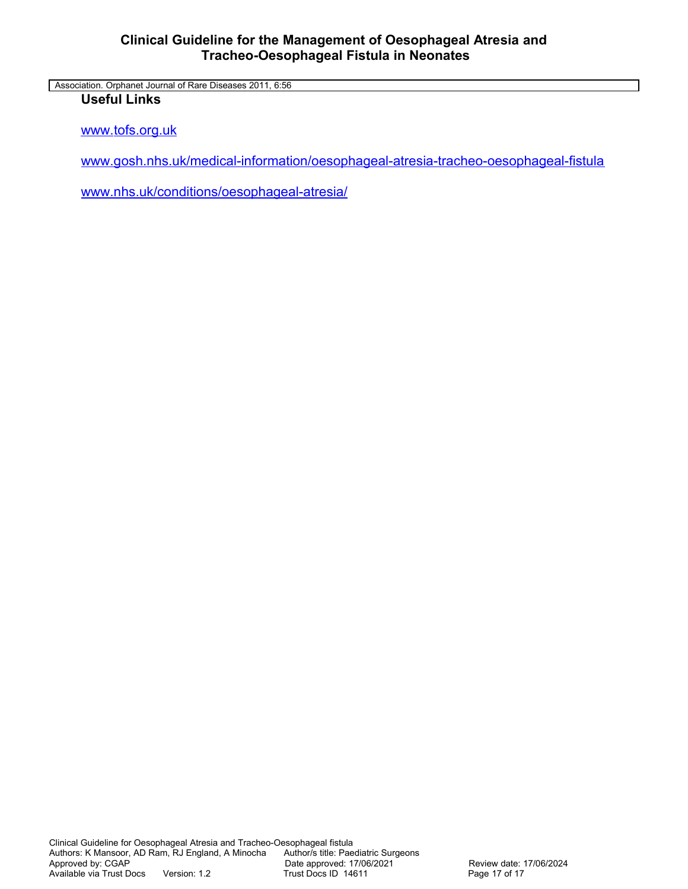Association. Orphanet Journal of Rare Diseases 2011, 6:56

## Useful Links

www.tofs.org.uk

www.gosh.nhs.uk/medical-information/oesophageal-atresia-tracheo-oesophageal-fistula

www.nhs.uk/conditions/oesophageal-atresia/